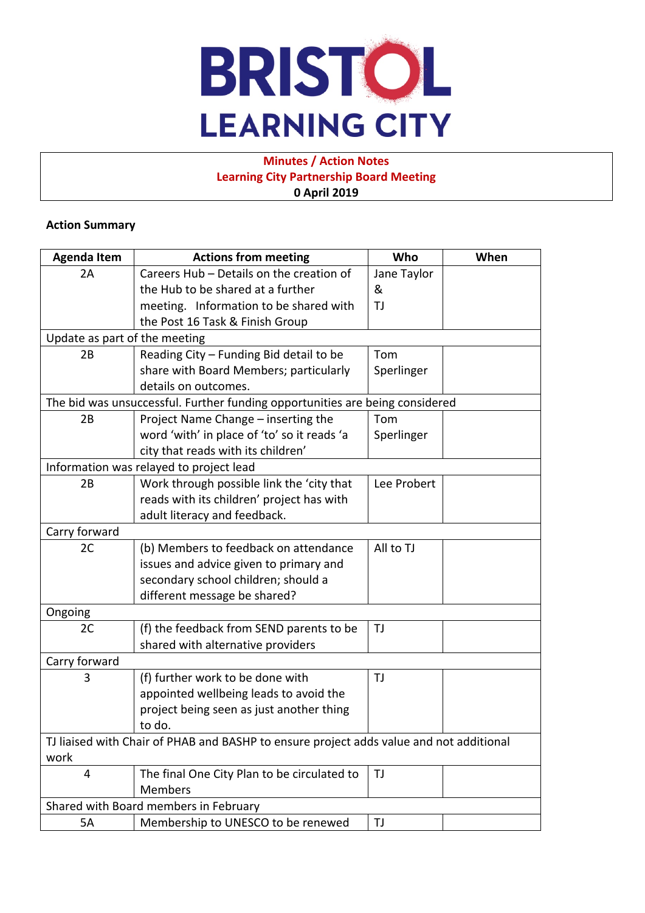# BRISTOL LEARNING CITY

**Minutes / Action Notes**
**Learning City Partnership Board Meeting**
**0 April 2019**

**Action Summary**

| Agenda Item | Actions from meeting | Who | When |
|---|---|---|---|
| 2A | Careers Hub – Details on the creation of the Hub to be shared at a further meeting. Information to be shared with the Post 16 Task & Finish Group | Jane Taylor & TJ | |
| Update as part of the meeting | | | |
| 2B | Reading City – Funding Bid detail to be share with Board Members; particularly details on outcomes. | Tom Sperlinger | |
| The bid was unsuccessful. Further funding opportunities are being considered | | | |
| 2B | Project Name Change – inserting the word 'with' in place of 'to' so it reads 'a city that reads with its children' | Tom Sperlinger | |
| Information was relayed to project lead | | | |
| 2B | Work through possible link the 'city that reads with its children' project has with adult literacy and feedback. | Lee Probert | |
| Carry forward | | | |
| 2C | (b) Members to feedback on attendance issues and advice given to primary and secondary school children; should a different message be shared? | All to TJ | |
| Ongoing | | | |
| 2C | (f) the feedback from SEND parents to be shared with alternative providers | TJ | |
| Carry forward | | | |
| 3 | (f) further work to be done with appointed wellbeing leads to avoid the project being seen as just another thing to do. | TJ | |
| TJ liaised with Chair of PHAB and BASHP to ensure project adds value and not additional work | | | |
| 4 | The final One City Plan to be circulated to Members | TJ | |
| Shared with Board members in February | | | |
| 5A | Membership to UNESCO to be renewed | TJ | |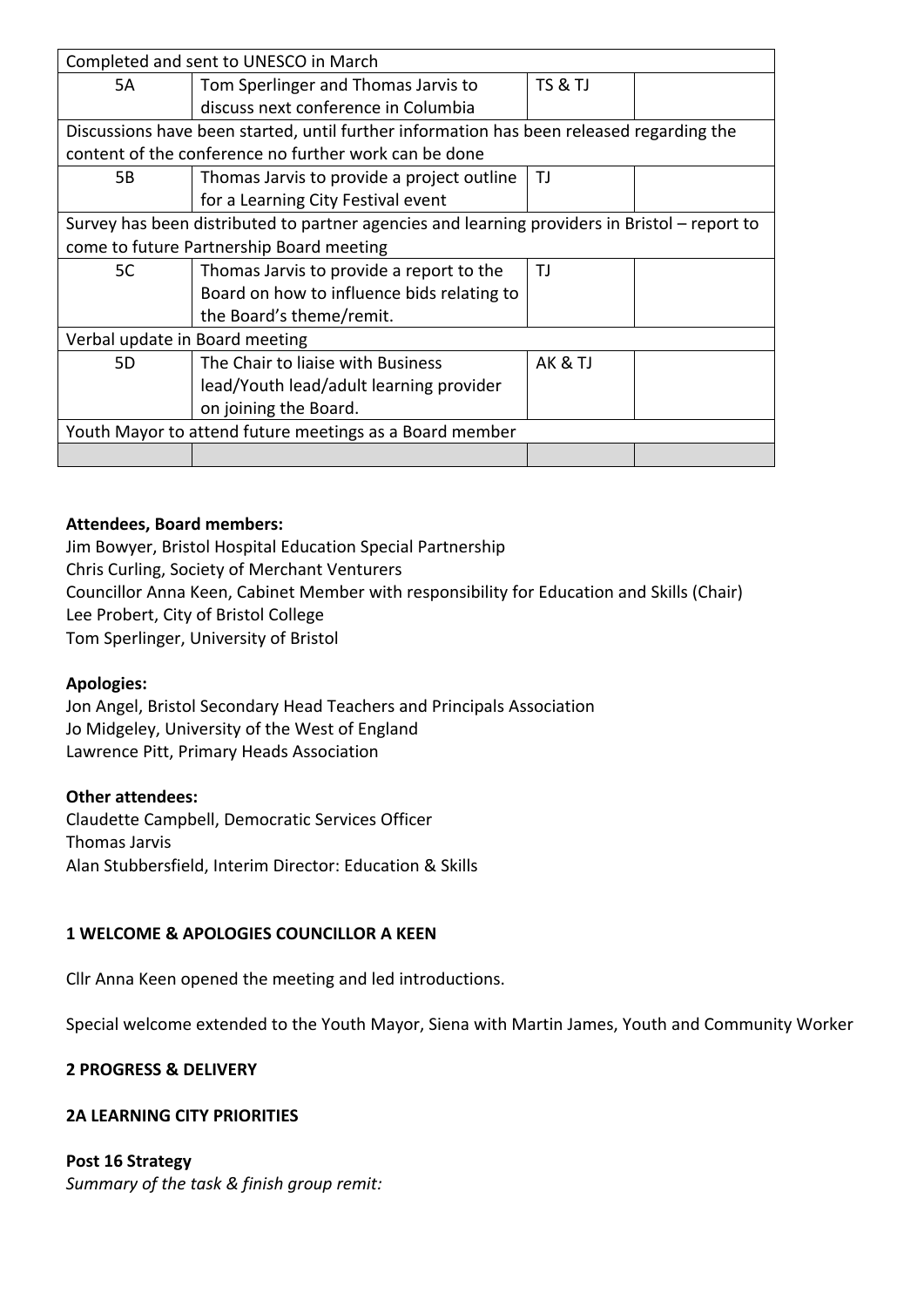| | | | |
|---|---|---|---|
| Completed and sent to UNESCO in March | | | |
| 5A | Tom Sperlinger and Thomas Jarvis to discuss next conference in Columbia | TS & TJ | |
| Discussions have been started, until further information has been released regarding the content of the conference no further work can be done | | | |
| 5B | Thomas Jarvis to provide a project outline for a Learning City Festival event | TJ | |
| Survey has been distributed to partner agencies and learning providers in Bristol – report to come to future Partnership Board meeting | | | |
| 5C | Thomas Jarvis to provide a report to the Board on how to influence bids relating to the Board's theme/remit. | TJ | |
| Verbal update in Board meeting | | | |
| 5D | The Chair to liaise with Business lead/Youth lead/adult learning provider on joining the Board. | AK & TJ | |
| Youth Mayor to attend future meetings as a Board member | | | |
| | | | |

**Attendees, Board members:**
Jim Bowyer, Bristol Hospital Education Special Partnership
Chris Curling, Society of Merchant Venturers
Councillor Anna Keen, Cabinet Member with responsibility for Education and Skills (Chair)
Lee Probert, City of Bristol College
Tom Sperlinger, University of Bristol

**Apologies:**
Jon Angel, Bristol Secondary Head Teachers and Principals Association
Jo Midgeley, University of the West of England
Lawrence Pitt, Primary Heads Association

**Other attendees:**
Claudette Campbell, Democratic Services Officer
Thomas Jarvis
Alan Stubbersfield, Interim Director: Education & Skills

## 1 WELCOME & APOLOGIES COUNCILLOR A KEEN

Cllr Anna Keen opened the meeting and led introductions.

Special welcome extended to the Youth Mayor, Siena with Martin James, Youth and Community Worker

## 2 PROGRESS & DELIVERY

### 2A LEARNING CITY PRIORITIES

**Post 16 Strategy**
*Summary of the task & finish group remit:*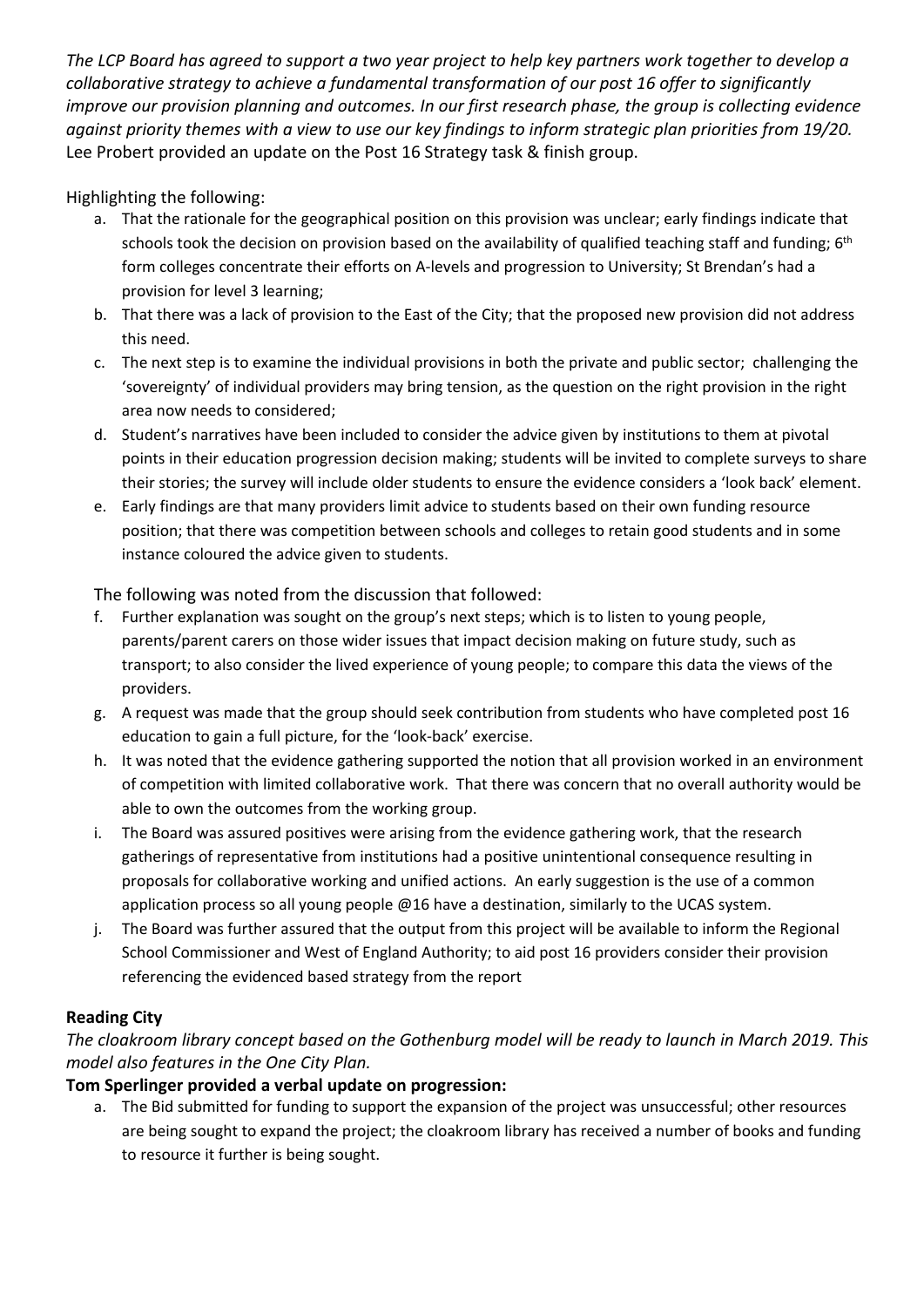*The LCP Board has agreed to support a two year project to help key partners work together to develop a collaborative strategy to achieve a fundamental transformation of our post 16 offer to significantly improve our provision planning and outcomes. In our first research phase, the group is collecting evidence against priority themes with a view to use our key findings to inform strategic plan priorities from 19/20.*
Lee Probert provided an update on the Post 16 Strategy task & finish group.

Highlighting the following:

a. That the rationale for the geographical position on this provision was unclear; early findings indicate that schools took the decision on provision based on the availability of qualified teaching staff and funding; 6th form colleges concentrate their efforts on A-levels and progression to University; St Brendan's had a provision for level 3 learning;
b. That there was a lack of provision to the East of the City; that the proposed new provision did not address this need.
c. The next step is to examine the individual provisions in both the private and public sector; challenging the 'sovereignty' of individual providers may bring tension, as the question on the right provision in the right area now needs to considered;
d. Student's narratives have been included to consider the advice given by institutions to them at pivotal points in their education progression decision making; students will be invited to complete surveys to share their stories; the survey will include older students to ensure the evidence considers a 'look back' element.
e. Early findings are that many providers limit advice to students based on their own funding resource position; that there was competition between schools and colleges to retain good students and in some instance coloured the advice given to students.

The following was noted from the discussion that followed:

f. Further explanation was sought on the group's next steps; which is to listen to young people, parents/parent carers on those wider issues that impact decision making on future study, such as transport; to also consider the lived experience of young people; to compare this data the views of the providers.
g. A request was made that the group should seek contribution from students who have completed post 16 education to gain a full picture, for the 'look-back' exercise.
h. It was noted that the evidence gathering supported the notion that all provision worked in an environment of competition with limited collaborative work. That there was concern that no overall authority would be able to own the outcomes from the working group.
i. The Board was assured positives were arising from the evidence gathering work, that the research gatherings of representative from institutions had a positive unintentional consequence resulting in proposals for collaborative working and unified actions. An early suggestion is the use of a common application process so all young people @16 have a destination, similarly to the UCAS system.
j. The Board was further assured that the output from this project will be available to inform the Regional School Commissioner and West of England Authority; to aid post 16 providers consider their provision referencing the evidenced based strategy from the report

**Reading City**

*The cloakroom library concept based on the Gothenburg model will be ready to launch in March 2019. This model also features in the One City Plan.*

**Tom Sperlinger provided a verbal update on progression:**

a. The Bid submitted for funding to support the expansion of the project was unsuccessful; other resources are being sought to expand the project; the cloakroom library has received a number of books and funding to resource it further is being sought.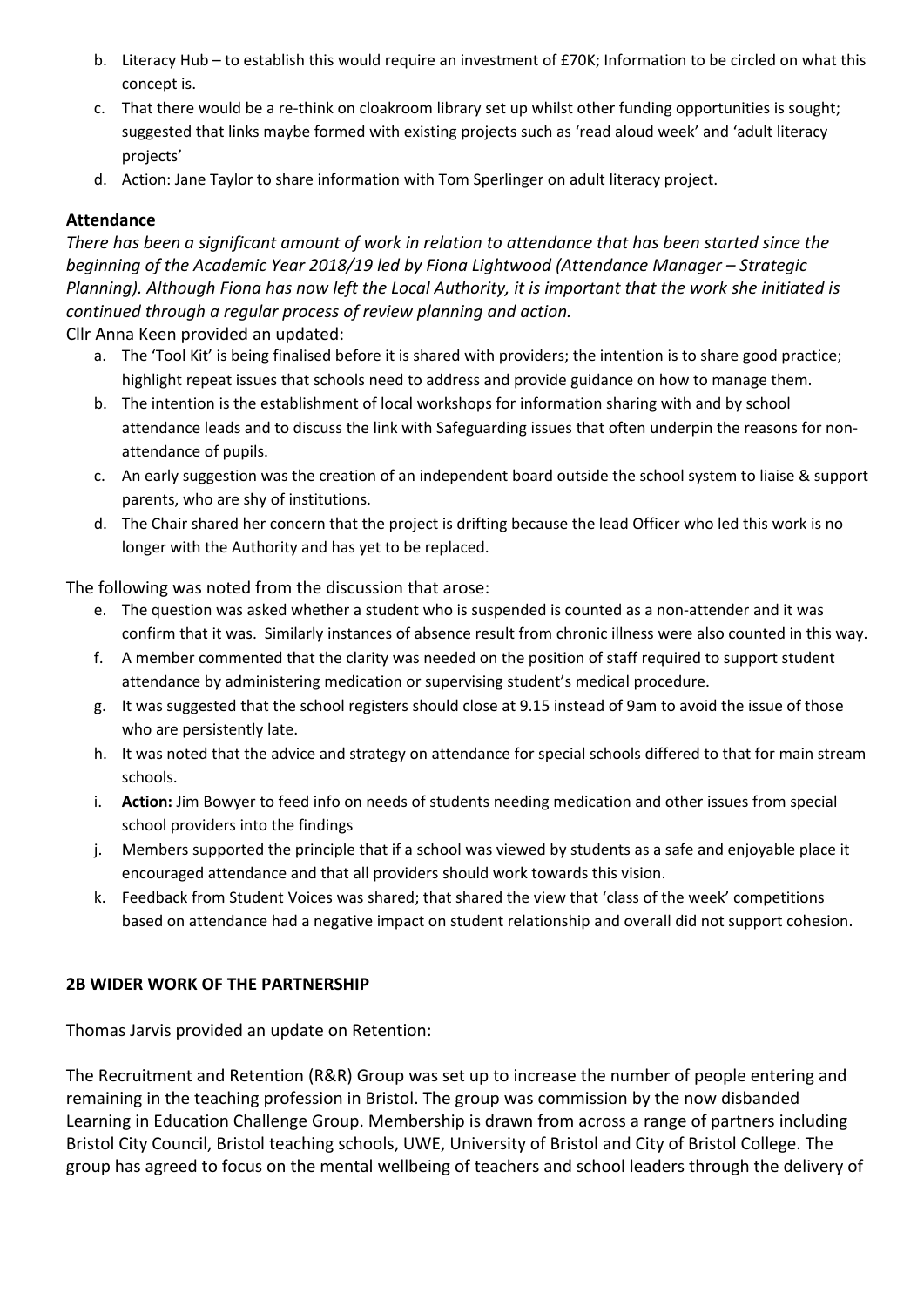b. Literacy Hub – to establish this would require an investment of £70K; Information to be circled on what this concept is.
c. That there would be a re-think on cloakroom library set up whilst other funding opportunities is sought; suggested that links maybe formed with existing projects such as 'read aloud week' and 'adult literacy projects'
d. Action: Jane Taylor to share information with Tom Sperlinger on adult literacy project.

**Attendance**

*There has been a significant amount of work in relation to attendance that has been started since the beginning of the Academic Year 2018/19 led by Fiona Lightwood (Attendance Manager – Strategic Planning). Although Fiona has now left the Local Authority, it is important that the work she initiated is continued through a regular process of review planning and action.*

Cllr Anna Keen provided an updated:

a. The 'Tool Kit' is being finalised before it is shared with providers; the intention is to share good practice; highlight repeat issues that schools need to address and provide guidance on how to manage them.
b. The intention is the establishment of local workshops for information sharing with and by school attendance leads and to discuss the link with Safeguarding issues that often underpin the reasons for non-attendance of pupils.
c. An early suggestion was the creation of an independent board outside the school system to liaise & support parents, who are shy of institutions.
d. The Chair shared her concern that the project is drifting because the lead Officer who led this work is no longer with the Authority and has yet to be replaced.

The following was noted from the discussion that arose:

e. The question was asked whether a student who is suspended is counted as a non-attender and it was confirm that it was. Similarly instances of absence result from chronic illness were also counted in this way.
f. A member commented that the clarity was needed on the position of staff required to support student attendance by administering medication or supervising student's medical procedure.
g. It was suggested that the school registers should close at 9.15 instead of 9am to avoid the issue of those who are persistently late.
h. It was noted that the advice and strategy on attendance for special schools differed to that for main stream schools.
i. **Action:** Jim Bowyer to feed info on needs of students needing medication and other issues from special school providers into the findings
j. Members supported the principle that if a school was viewed by students as a safe and enjoyable place it encouraged attendance and that all providers should work towards this vision.
k. Feedback from Student Voices was shared; that shared the view that 'class of the week' competitions based on attendance had a negative impact on student relationship and overall did not support cohesion.

**2B WIDER WORK OF THE PARTNERSHIP**

Thomas Jarvis provided an update on Retention:

The Recruitment and Retention (R&R) Group was set up to increase the number of people entering and remaining in the teaching profession in Bristol. The group was commission by the now disbanded Learning in Education Challenge Group. Membership is drawn from across a range of partners including Bristol City Council, Bristol teaching schools, UWE, University of Bristol and City of Bristol College. The group has agreed to focus on the mental wellbeing of teachers and school leaders through the delivery of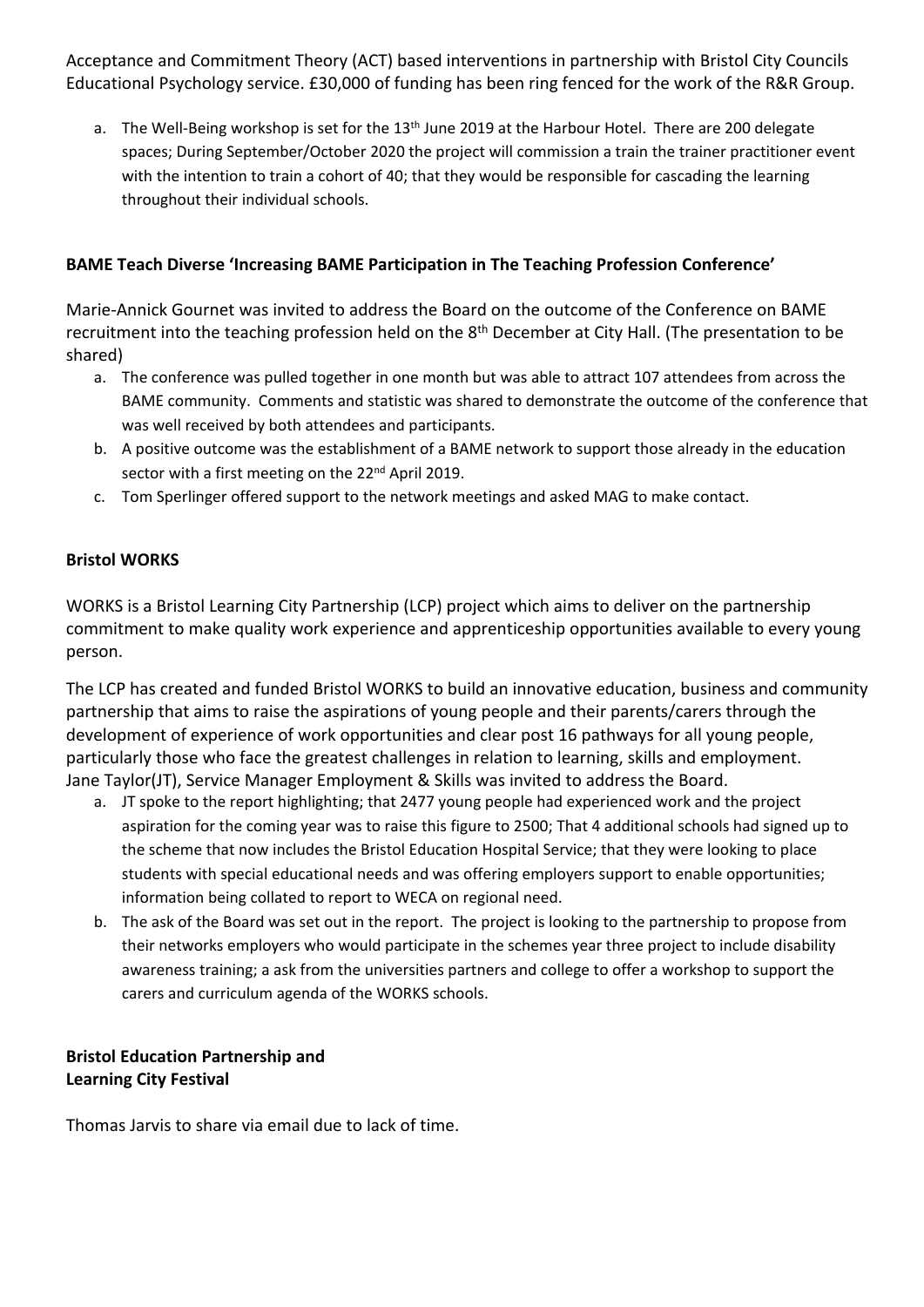Acceptance and Commitment Theory (ACT) based interventions in partnership with Bristol City Councils Educational Psychology service. £30,000 of funding has been ring fenced for the work of the R&R Group.

a. The Well-Being workshop is set for the 13th June 2019 at the Harbour Hotel. There are 200 delegate spaces; During September/October 2020 the project will commission a train the trainer practitioner event with the intention to train a cohort of 40; that they would be responsible for cascading the learning throughout their individual schools.

**BAME Teach Diverse 'Increasing BAME Participation in The Teaching Profession Conference'**

Marie-Annick Gournet was invited to address the Board on the outcome of the Conference on BAME recruitment into the teaching profession held on the 8th December at City Hall. (The presentation to be shared)

a. The conference was pulled together in one month but was able to attract 107 attendees from across the BAME community. Comments and statistic was shared to demonstrate the outcome of the conference that was well received by both attendees and participants.
b. A positive outcome was the establishment of a BAME network to support those already in the education sector with a first meeting on the 22nd April 2019.
c. Tom Sperlinger offered support to the network meetings and asked MAG to make contact.

**Bristol WORKS**

WORKS is a Bristol Learning City Partnership (LCP) project which aims to deliver on the partnership commitment to make quality work experience and apprenticeship opportunities available to every young person.

The LCP has created and funded Bristol WORKS to build an innovative education, business and community partnership that aims to raise the aspirations of young people and their parents/carers through the development of experience of work opportunities and clear post 16 pathways for all young people, particularly those who face the greatest challenges in relation to learning, skills and employment. Jane Taylor(JT), Service Manager Employment & Skills was invited to address the Board.

a. JT spoke to the report highlighting; that 2477 young people had experienced work and the project aspiration for the coming year was to raise this figure to 2500; That 4 additional schools had signed up to the scheme that now includes the Bristol Education Hospital Service; that they were looking to place students with special educational needs and was offering employers support to enable opportunities; information being collated to report to WECA on regional need.
b. The ask of the Board was set out in the report. The project is looking to the partnership to propose from their networks employers who would participate in the schemes year three project to include disability awareness training; a ask from the universities partners and college to offer a workshop to support the carers and curriculum agenda of the WORKS schools.

**Bristol Education Partnership and**
**Learning City Festival**

Thomas Jarvis to share via email due to lack of time.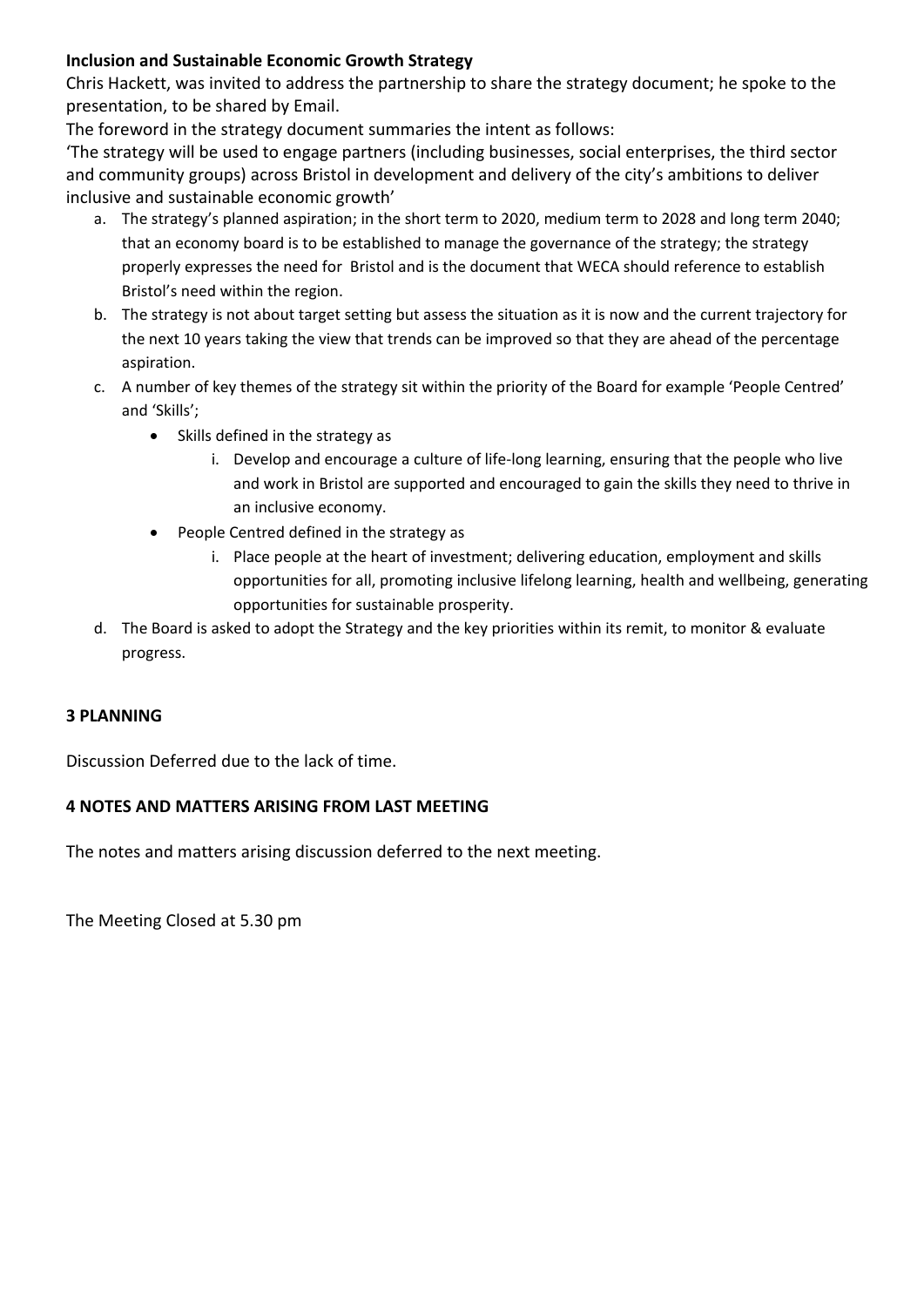**Inclusion and Sustainable Economic Growth Strategy**

Chris Hackett, was invited to address the partnership to share the strategy document; he spoke to the presentation, to be shared by Email.

The foreword in the strategy document summaries the intent as follows:

'The strategy will be used to engage partners (including businesses, social enterprises, the third sector and community groups) across Bristol in development and delivery of the city's ambitions to deliver inclusive and sustainable economic growth'

a. The strategy's planned aspiration; in the short term to 2020, medium term to 2028 and long term 2040; that an economy board is to be established to manage the governance of the strategy; the strategy properly expresses the need for Bristol and is the document that WECA should reference to establish Bristol's need within the region.
b. The strategy is not about target setting but assess the situation as it is now and the current trajectory for the next 10 years taking the view that trends can be improved so that they are ahead of the percentage aspiration.
c. A number of key themes of the strategy sit within the priority of the Board for example 'People Centred' and 'Skills';
    - Skills defined in the strategy as
        i. Develop and encourage a culture of life-long learning, ensuring that the people who live and work in Bristol are supported and encouraged to gain the skills they need to thrive in an inclusive economy.
    - People Centred defined in the strategy as
        i. Place people at the heart of investment; delivering education, employment and skills opportunities for all, promoting inclusive lifelong learning, health and wellbeing, generating opportunities for sustainable prosperity.
d. The Board is asked to adopt the Strategy and the key priorities within its remit, to monitor & evaluate progress.

**3 PLANNING**

Discussion Deferred due to the lack of time.

**4 NOTES AND MATTERS ARISING FROM LAST MEETING**

The notes and matters arising discussion deferred to the next meeting.

The Meeting Closed at 5.30 pm